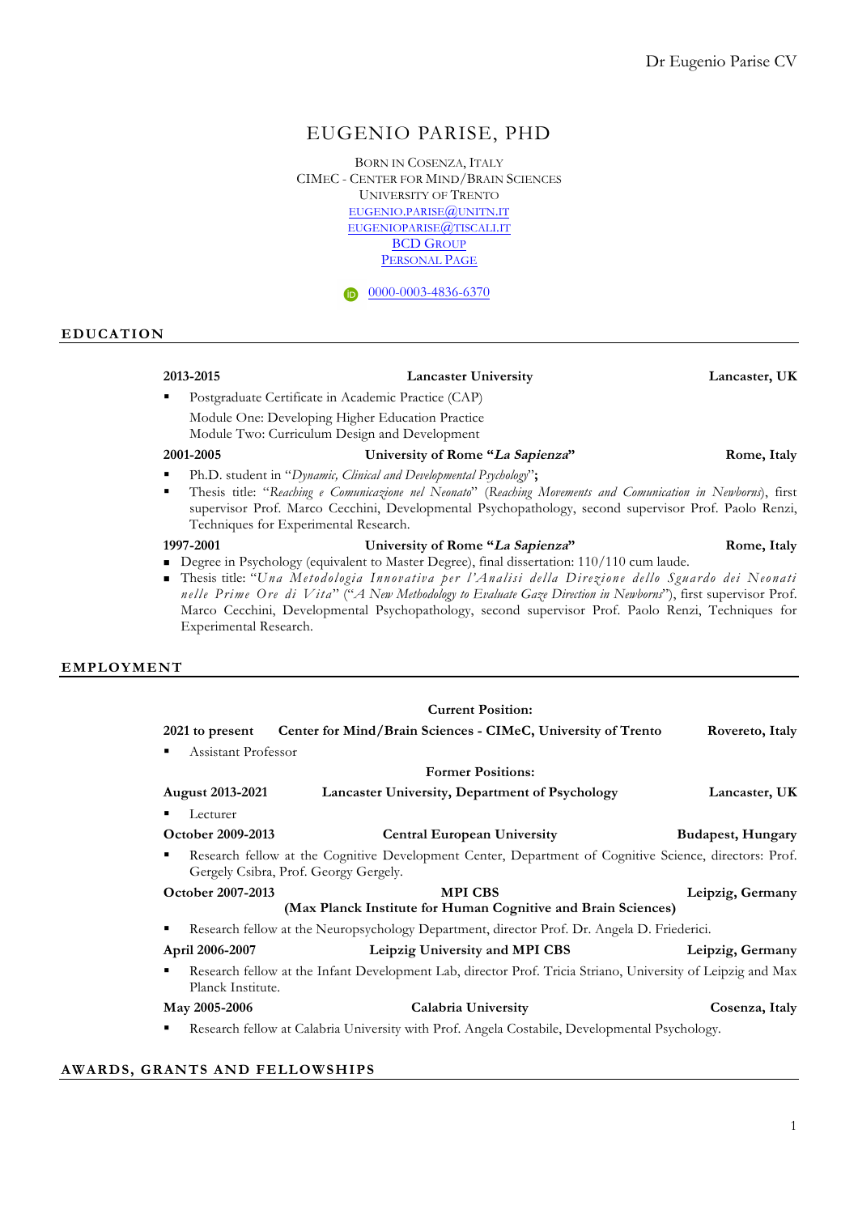# EUGENIO PARISE, PHD

BORN IN COSENZA, ITALY
CIMEC - CENTER FOR MIND/BRAIN SCIENCES
UNIVERSITY OF TRENTO
EUGENIO.PARISE@UNITN.IT
EUGENIOPARISE@TISCALI.IT
BCD GROUP
PERSONAL PAGE

0000-0003-4836-6370

## EDUCATION

**2013-2015** **Lancaster University** **Lancaster, UK**

- Postgraduate Certificate in Academic Practice (CAP)
  Module One: Developing Higher Education Practice
  Module Two: Curriculum Design and Development

**2001-2005** **University of Rome "*La Sapienza*"** **Rome, Italy**

- Ph.D. student in "*Dynamic, Clinical and Developmental Psychology*";
- Thesis title: "*Reaching e Comunicazione nel Neonato*" (*Reaching Movements and Comunication in Newborns*), first supervisor Prof. Marco Cecchini, Developmental Psychopathology, second supervisor Prof. Paolo Renzi, Techniques for Experimental Research.

**1997-2001** **University of Rome "*La Sapienza*"** **Rome, Italy**

- Degree in Psychology (equivalent to Master Degree), final dissertation: 110/110 cum laude.
- Thesis title: "*Una Metodologia Innovativa per l'Analisi della Direzione dello Sguardo dei Neonati nelle Prime Ore di Vita*" ("*A New Methodology to Evaluate Gaze Direction in Newborns*"), first supervisor Prof. Marco Cecchini, Developmental Psychopathology, second supervisor Prof. Paolo Renzi, Techniques for Experimental Research.

## EMPLOYMENT

**Current Position:**

**2021 to present** **Center for Mind/Brain Sciences - CIMeC, University of Trento** **Rovereto, Italy**

- Assistant Professor

**Former Positions:**

**August 2013-2021** **Lancaster University, Department of Psychology** **Lancaster, UK**

- Lecturer

**October 2009-2013** **Central European University** **Budapest, Hungary**

- Research fellow at the Cognitive Development Center, Department of Cognitive Science, directors: Prof. Gergely Csibra, Prof. Georgy Gergely.

**October 2007-2013** **MPI CBS (Max Planck Institute for Human Cognitive and Brain Sciences)** **Leipzig, Germany**

- Research fellow at the Neuropsychology Department, director Prof. Dr. Angela D. Friederici.

**April 2006-2007** **Leipzig University and MPI CBS** **Leipzig, Germany**

- Research fellow at the Infant Development Lab, director Prof. Tricia Striano, University of Leipzig and Max Planck Institute.

**May 2005-2006** **Calabria University** **Cosenza, Italy**

- Research fellow at Calabria University with Prof. Angela Costabile, Developmental Psychology.

## AWARDS, GRANTS AND FELLOWSHIPS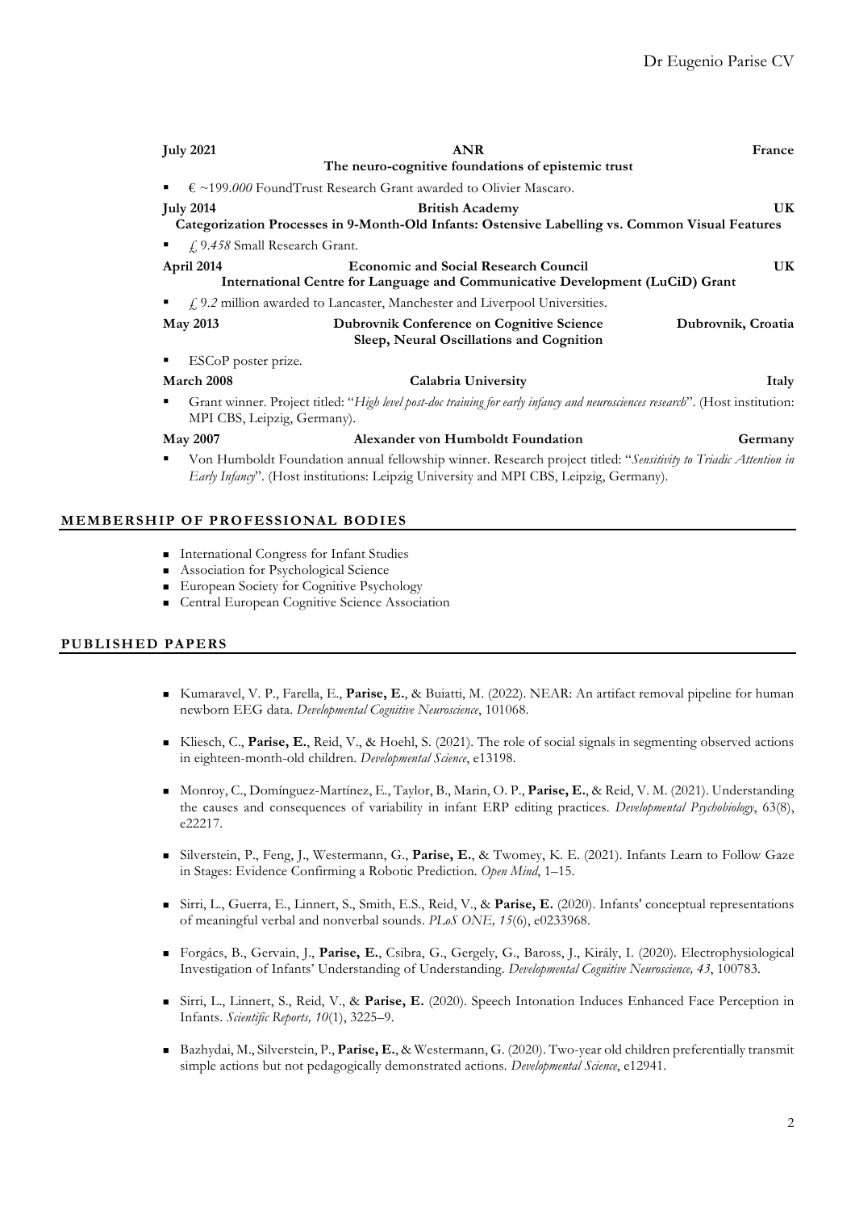**July 2021** — **ANR** — **France**
**The neuro-cognitive foundations of epistemic trust**

- € ~199*.000* FoundTrust Research Grant awarded to Olivier Mascaro.

**July 2014** — **British Academy** — **UK**
**Categorization Processes in 9-Month-Old Infants: Ostensive Labelling vs. Common Visual Features**

- £ *9.458* Small Research Grant.

**April 2014** — **Economic and Social Research Council** — **UK**
**International Centre for Language and Communicative Development (LuCiD) Grant**

- £ *9.2* million awarded to Lancaster, Manchester and Liverpool Universities.

**May 2013** — **Dubrovnik Conference on Cognitive Science** — **Dubrovnik, Croatia**
**Sleep, Neural Oscillations and Cognition**

- ESCoP poster prize.

**March 2008** — **Calabria University** — **Italy**

- Grant winner. Project titled: "*High level post-doc training for early infancy and neurosciences research*". (Host institution: MPI CBS, Leipzig, Germany).

**May 2007** — **Alexander von Humboldt Foundation** — **Germany**

- Von Humboldt Foundation annual fellowship winner. Research project titled: "*Sensitivity to Triadic Attention in Early Infancy*". (Host institutions: Leipzig University and MPI CBS, Leipzig, Germany).

## MEMBERSHIP OF PROFESSIONAL BODIES

- International Congress for Infant Studies
- Association for Psychological Science
- European Society for Cognitive Psychology
- Central European Cognitive Science Association

## PUBLISHED PAPERS

- Kumaravel, V. P., Farella, E., **Parise, E.**, & Buiatti, M. (2022). NEAR: An artifact removal pipeline for human newborn EEG data. *Developmental Cognitive Neuroscience*, 101068.

- Kliesch, C., **Parise, E.**, Reid, V., & Hoehl, S. (2021). The role of social signals in segmenting observed actions in eighteen-month-old children. *Developmental Science*, e13198.

- Monroy, C., Domínguez-Martínez, E., Taylor, B., Marin, O. P., **Parise, E.**, & Reid, V. M. (2021). Understanding the causes and consequences of variability in infant ERP editing practices. *Developmental Psychobiology*, 63(8), e22217.

- Silverstein, P., Feng, J., Westermann, G., **Parise, E.**, & Twomey, K. E. (2021). Infants Learn to Follow Gaze in Stages: Evidence Confirming a Robotic Prediction. *Open Mind*, 1–15.

- Sirri, L., Guerra, E., Linnert, S., Smith, E.S., Reid, V., & **Parise, E.** (2020). Infants' conceptual representations of meaningful verbal and nonverbal sounds. *PLoS ONE, 15*(6), e0233968.

- Forgács, B., Gervain, J., **Parise, E.**, Csibra, G., Gergely, G., Baross, J., Király, I. (2020). Electrophysiological Investigation of Infants' Understanding of Understanding. *Developmental Cognitive Neuroscience, 43*, 100783.

- Sirri, L., Linnert, S., Reid, V., & **Parise, E.** (2020). Speech Intonation Induces Enhanced Face Perception in Infants. *Scientific Reports, 10*(1), 3225–9.

- Bazhydai, M., Silverstein, P., **Parise, E.**, & Westermann, G. (2020). Two-year old children preferentially transmit simple actions but not pedagogically demonstrated actions. *Developmental Science*, e12941.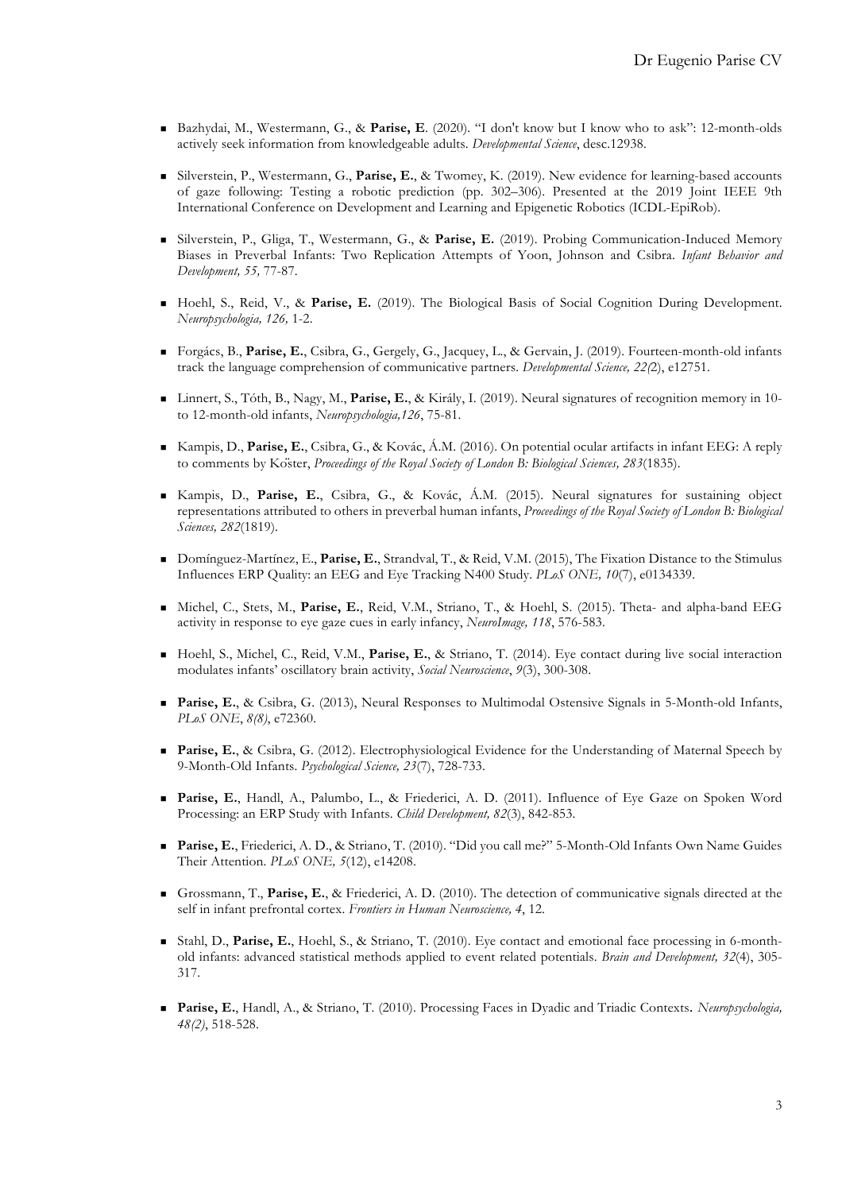- Bazhydai, M., Westermann, G., & **Parise, E**. (2020). "I don't know but I know who to ask": 12-month-olds actively seek information from knowledgeable adults. *Developmental Science*, desc.12938.

- Silverstein, P., Westermann, G., **Parise, E.**, & Twomey, K. (2019). New evidence for learning-based accounts of gaze following: Testing a robotic prediction (pp. 302–306). Presented at the 2019 Joint IEEE 9th International Conference on Development and Learning and Epigenetic Robotics (ICDL-EpiRob).

- Silverstein, P., Gliga, T., Westermann, G., & **Parise, E.** (2019). Probing Communication-Induced Memory Biases in Preverbal Infants: Two Replication Attempts of Yoon, Johnson and Csibra. *Infant Behavior and Development, 55,* 77-87.

- Hoehl, S., Reid, V., & **Parise, E.** (2019). The Biological Basis of Social Cognition During Development. *Neuropsychologia, 126,* 1-2.

- Forgács, B., **Parise, E.**, Csibra, G., Gergely, G., Jacquey, L., & Gervain, J. (2019). Fourteen-month-old infants track the language comprehension of communicative partners. *Developmental Science, 22(*2), e12751.

- Linnert, S., Tóth, B., Nagy, M., **Parise, E.**, & Király, I. (2019). Neural signatures of recognition memory in 10- to 12-month-old infants, *Neuropsychologia,126*, 75-81.

- Kampis, D., **Parise, E.**, Csibra, G., & Kovác, Á.M. (2016). On potential ocular artifacts in infant EEG: A reply to comments by Köster, *Proceedings of the Royal Society of London B: Biological Sciences, 283*(1835).

- Kampis, D., **Parise, E.**, Csibra, G., & Kovác, Á.M. (2015). Neural signatures for sustaining object representations attributed to others in preverbal human infants, *Proceedings of the Royal Society of London B: Biological Sciences, 282*(1819).

- Domínguez-Martínez, E., **Parise, E.**, Strandval, T., & Reid, V.M. (2015), The Fixation Distance to the Stimulus Influences ERP Quality: an EEG and Eye Tracking N400 Study. *PLoS ONE, 10*(7), e0134339.

- Michel, C., Stets, M., **Parise, E.**, Reid, V.M., Striano, T., & Hoehl, S. (2015). Theta- and alpha-band EEG activity in response to eye gaze cues in early infancy, *NeuroImage, 118*, 576-583.

- Hoehl, S., Michel, C., Reid, V.M., **Parise, E.**, & Striano, T. (2014). Eye contact during live social interaction modulates infants' oscillatory brain activity, *Social Neuroscience*, *9*(3), 300-308.

- **Parise, E.**, & Csibra, G. (2013), Neural Responses to Multimodal Ostensive Signals in 5-Month-old Infants, *PLoS ONE*, *8(8)*, e72360.

- **Parise, E.**, & Csibra, G. (2012). Electrophysiological Evidence for the Understanding of Maternal Speech by 9-Month-Old Infants. *Psychological Science, 23*(7), 728-733.

- **Parise, E.**, Handl, A., Palumbo, L., & Friederici, A. D. (2011). Influence of Eye Gaze on Spoken Word Processing: an ERP Study with Infants. *Child Development, 82*(3), 842-853.

- **Parise, E.**, Friederici, A. D., & Striano, T. (2010). "Did you call me?" 5-Month-Old Infants Own Name Guides Their Attention. *PLoS ONE, 5*(12), e14208.

- Grossmann, T., **Parise, E.**, & Friederici, A. D. (2010). The detection of communicative signals directed at the self in infant prefrontal cortex. *Frontiers in Human Neuroscience, 4*, 12.

- Stahl, D., **Parise, E.**, Hoehl, S., & Striano, T. (2010). Eye contact and emotional face processing in 6-month-old infants: advanced statistical methods applied to event related potentials. *Brain and Development, 32*(4), 305-317.

- **Parise, E.**, Handl, A., & Striano, T. (2010). Processing Faces in Dyadic and Triadic Contexts**.** *Neuropsychologia, 48(2)*, 518-528.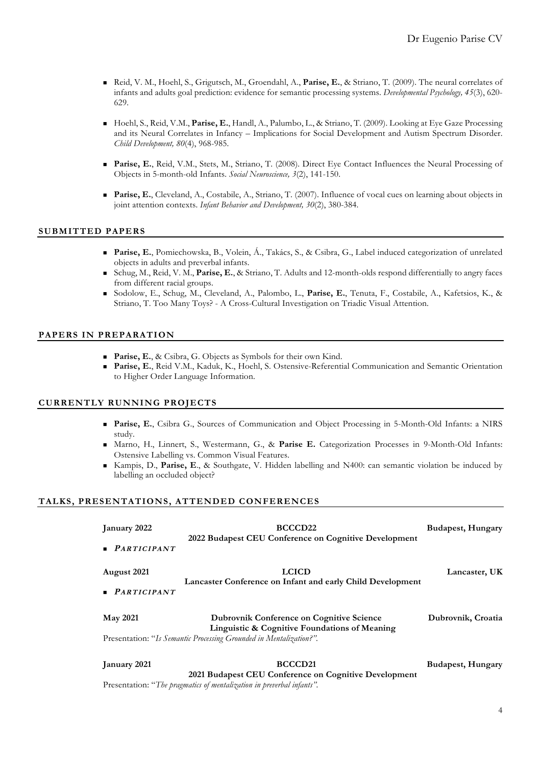- Reid, V. M., Hoehl, S., Grigutsch, M., Groendahl, A., **Parise, E.**, & Striano, T. (2009). The neural correlates of infants and adults goal prediction: evidence for semantic processing systems. *Developmental Psychology, 45*(3), 620-629.
- Hoehl, S., Reid, V.M., **Parise, E.**, Handl, A., Palumbo, L., & Striano, T. (2009). Looking at Eye Gaze Processing and its Neural Correlates in Infancy – Implications for Social Development and Autism Spectrum Disorder. *Child Development, 80*(4), 968-985.
- **Parise, E.**, Reid, V.M., Stets, M., Striano, T. (2008). Direct Eye Contact Influences the Neural Processing of Objects in 5-month-old Infants. *Social Neuroscience, 3*(2), 141-150.
- **Parise, E.**, Cleveland, A., Costabile, A., Striano, T. (2007). Influence of vocal cues on learning about objects in joint attention contexts. *Infant Behavior and Development, 30*(2), 380-384.

## SUBMITTED PAPERS

- **Parise, E.**, Pomiechowska, B., Volein, Á., Takács, S., & Csibra, G., Label induced categorization of unrelated objects in adults and preverbal infants.
- Schug, M., Reid, V. M., **Parise, E.**, & Striano, T. Adults and 12-month-olds respond differentially to angry faces from different racial groups.
- Sodolow, E., Schug, M., Cleveland, A., Palombo, L., **Parise, E.**, Tenuta, F., Costabile, A., Kafetsios, K., & Striano, T. Too Many Toys? - A Cross-Cultural Investigation on Triadic Visual Attention.

## PAPERS IN PREPARATION

- **Parise, E.**, & Csibra, G. Objects as Symbols for their own Kind.
- **Parise, E.**, Reid V.M., Kaduk, K., Hoehl, S. Ostensive-Referential Communication and Semantic Orientation to Higher Order Language Information.

## CURRENTLY RUNNING PROJECTS

- **Parise, E.**, Csibra G., Sources of Communication and Object Processing in 5-Month-Old Infants: a NIRS study.
- Marno, H., Linnert, S., Westermann, G., & **Parise E.** Categorization Processes in 9-Month-Old Infants: Ostensive Labelling vs. Common Visual Features.
- Kampis, D., **Parise, E**., & Southgate, V. Hidden labelling and N400: can semantic violation be induced by labelling an occluded object?

## TALKS, PRESENTATIONS, ATTENDED CONFERENCES

**January 2022** — **BCCCD22** — **2022 Budapest CEU Conference on Cognitive Development** — **Budapest, Hungary**

- ***PARTICIPANT***

**August 2021** — **LCICD** — **Lancaster Conference on Infant and early Child Development** — **Lancaster, UK**

- ***PARTICIPANT***

**May 2021** — **Dubrovnik Conference on Cognitive Science** — **Linguistic & Cognitive Foundations of Meaning** — **Dubrovnik, Croatia**

Presentation: "*Is Semantic Processing Grounded in Mentalization?*".

**January 2021** — **BCCCD21** — **2021 Budapest CEU Conference on Cognitive Development** — **Budapest, Hungary**

Presentation: "*The pragmatics of mentalization in preverbal infants*".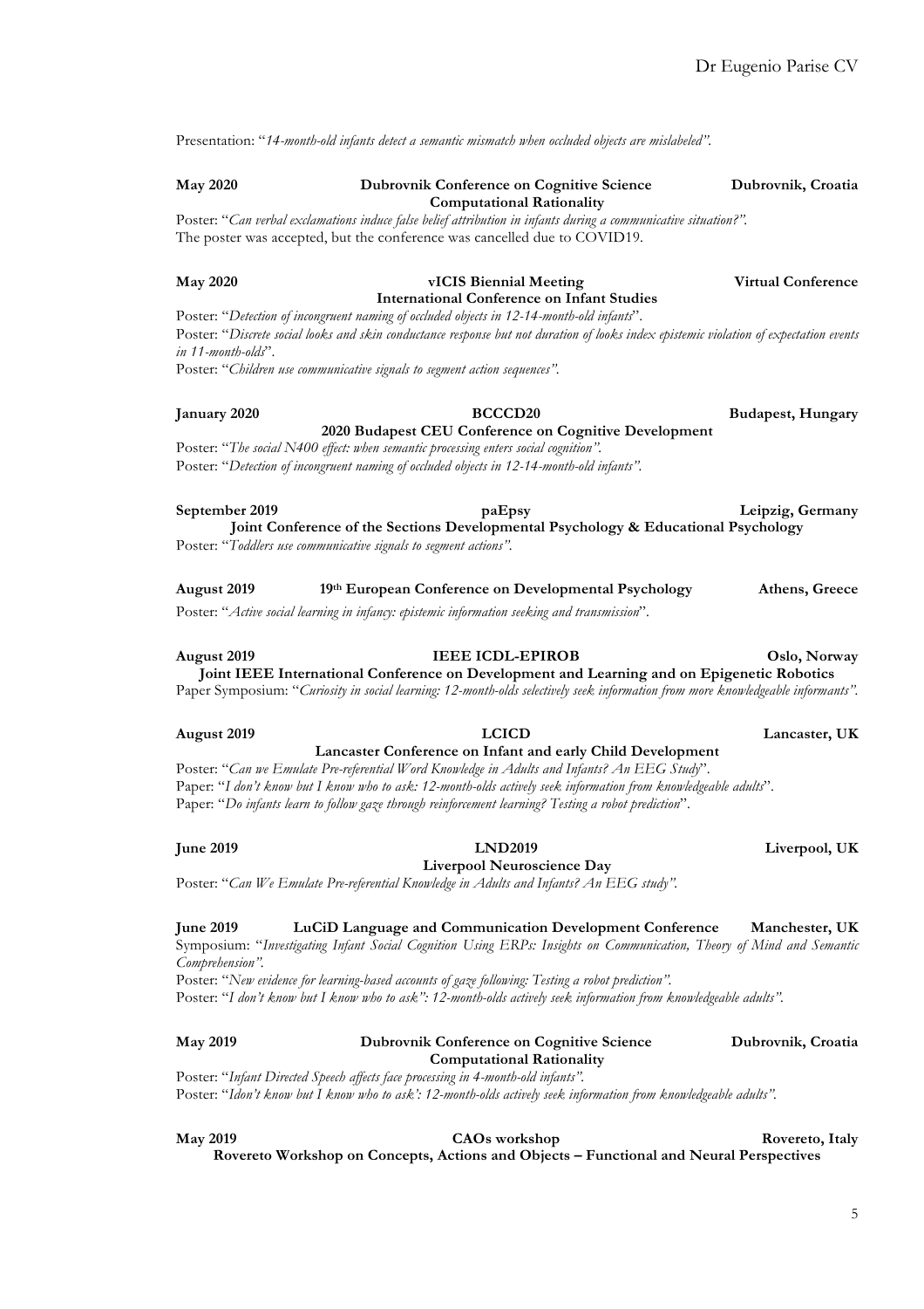Presentation: "*14-month-old infants detect a semantic mismatch when occluded objects are mislabeled"*.

**May 2020** **Dubrovnik Conference on Cognitive Science Computational Rationality** **Dubrovnik, Croatia**

Poster: "*Can verbal exclamations induce false belief attribution in infants during a communicative situation?"*.
The poster was accepted, but the conference was cancelled due to COVID19.

**May 2020** **vICIS Biennial Meeting International Conference on Infant Studies** **Virtual Conference**

Poster: "*Detection of incongruent naming of occluded objects in 12-14-month-old infants*".
Poster: "*Discrete social looks and skin conductance response but not duration of looks index epistemic violation of expectation events in 11-month-olds*".
Poster: "*Children use communicative signals to segment action sequences"*.

**January 2020** **BCCCD20 2020 Budapest CEU Conference on Cognitive Development** **Budapest, Hungary**

Poster: "*The social N400 effect: when semantic processing enters social cognition"*.
Poster: "*Detection of incongruent naming of occluded objects in 12-14-month-old infants"*.

**September 2019** **paEpsy Joint Conference of the Sections Developmental Psychology & Educational Psychology** **Leipzig, Germany**

Poster: "*Toddlers use communicative signals to segment actions"*.

**August 2019** **19th European Conference on Developmental Psychology** **Athens, Greece**

Poster: "*Active social learning in infancy: epistemic information seeking and transmission*".

**August 2019** **IEEE ICDL-EPIROB Joint IEEE International Conference on Development and Learning and on Epigenetic Robotics** **Oslo, Norway**

Paper Symposium: "*Curiosity in social learning: 12-month-olds selectively seek information from more knowledgeable informants"*.

**August 2019** **LCICD Lancaster Conference on Infant and early Child Development** **Lancaster, UK**

Poster: "*Can we Emulate Pre-referential Word Knowledge in Adults and Infants? An EEG Study*".
Paper: "*I don't know but I know who to ask: 12-month-olds actively seek information from knowledgeable adults*".
Paper: "*Do infants learn to follow gaze through reinforcement learning? Testing a robot prediction*".

**June 2019** **LND2019 Liverpool Neuroscience Day** **Liverpool, UK**

Poster: "*Can We Emulate Pre-referential Knowledge in Adults and Infants? An EEG study"*.

**June 2019** **LuCiD Language and Communication Development Conference** **Manchester, UK**

Symposium: "*Investigating Infant Social Cognition Using ERPs: Insights on Communication, Theory of Mind and Semantic Comprehension"*.
Poster: "*New evidence for learning-based accounts of gaze following: Testing a robot prediction"*.
Poster: "*I don't know but I know who to ask": 12-month-olds actively seek information from knowledgeable adults"*.

**May 2019** **Dubrovnik Conference on Cognitive Science Computational Rationality** **Dubrovnik, Croatia**

Poster: "*Infant Directed Speech affects face processing in 4-month-old infants"*.
Poster: "*Idon't know but I know who to ask': 12-month-olds actively seek information from knowledgeable adults"*.

**May 2019** **CAOs workshop Rovereto Workshop on Concepts, Actions and Objects – Functional and Neural Perspectives** **Rovereto, Italy**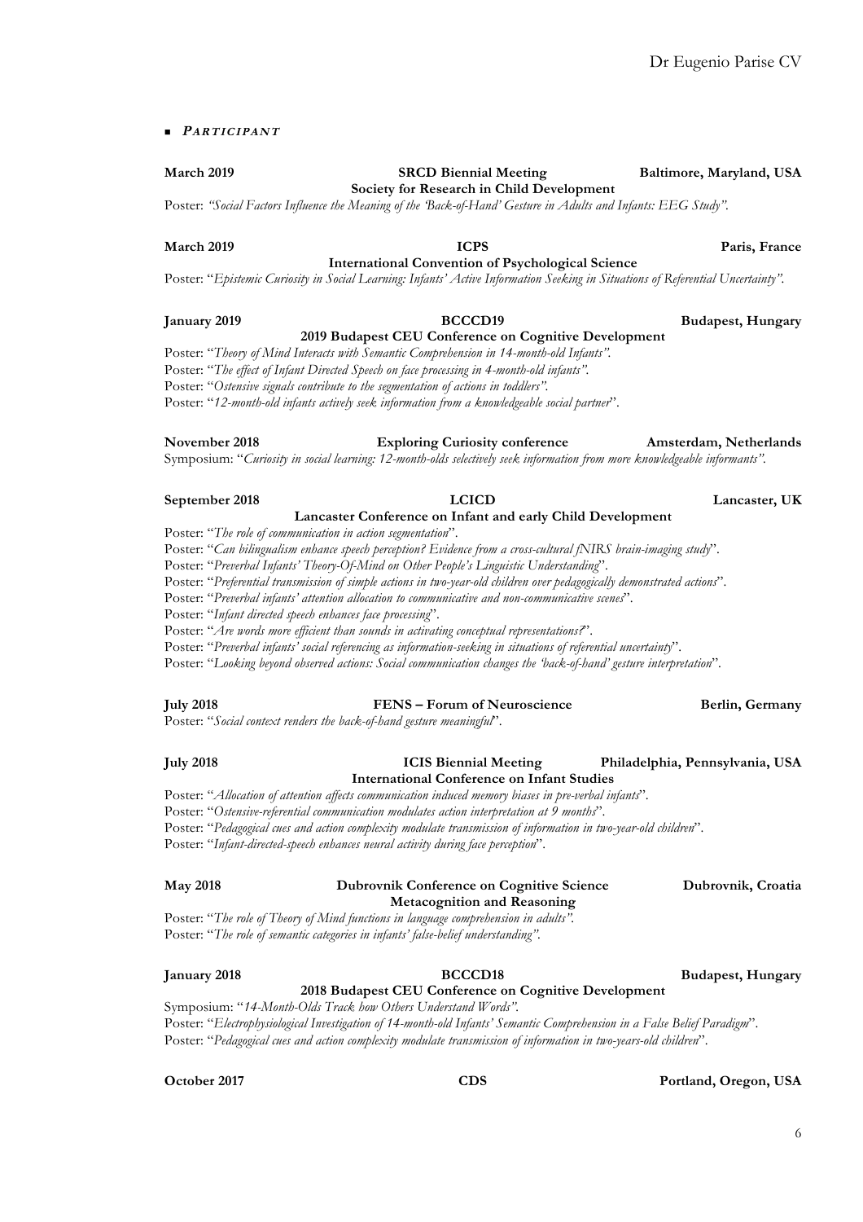- ***PARTICIPANT***

**March 2019** **SRCD Biennial Meeting** **Baltimore, Maryland, USA**
**Society for Research in Child Development**
Poster: *"Social Factors Influence the Meaning of the 'Back-of-Hand' Gesture in Adults and Infants: EEG Study".*

**March 2019** **ICPS** **Paris, France**
**International Convention of Psychological Science**
Poster: "*Epistemic Curiosity in Social Learning: Infants' Active Information Seeking in Situations of Referential Uncertainty".*

**January 2019** **BCCCD19** **Budapest, Hungary**
**2019 Budapest CEU Conference on Cognitive Development**
Poster: "*Theory of Mind Interacts with Semantic Comprehension in 14-month-old Infants".*
Poster: "*The effect of Infant Directed Speech on face processing in 4-month-old infants".*
Poster: "*Ostensive signals contribute to the segmentation of actions in toddlers".*
Poster: "*12-month-old infants actively seek information from a knowledgeable social partner*".

**November 2018** **Exploring Curiosity conference** **Amsterdam, Netherlands**
Symposium: "*Curiosity in social learning: 12-month-olds selectively seek information from more knowledgeable informants".*

**September 2018** **LCICD** **Lancaster, UK**
**Lancaster Conference on Infant and early Child Development**
Poster: "*The role of communication in action segmentation*".
Poster: "*Can bilingualism enhance speech perception? Evidence from a cross-cultural fNIRS brain-imaging study*".
Poster: "*Preverbal Infants' Theory-Of-Mind on Other People's Linguistic Understanding*".
Poster: "*Preferential transmission of simple actions in two-year-old children over pedagogically demonstrated actions*".
Poster: "*Preverbal infants' attention allocation to communicative and non-communicative scenes*".
Poster: "*Infant directed speech enhances face processing*".
Poster: "*Are words more efficient than sounds in activating conceptual representations?*".
Poster: "*Preverbal infants' social referencing as information-seeking in situations of referential uncertainty*".
Poster: "*Looking beyond observed actions: Social communication changes the 'back-of-hand' gesture interpretation*".

**July 2018** **FENS – Forum of Neuroscience** **Berlin, Germany**
Poster: "*Social context renders the back-of-hand gesture meaningful*".

**July 2018** **ICIS Biennial Meeting** **Philadelphia, Pennsylvania, USA**
**International Conference on Infant Studies**
Poster: "*Allocation of attention affects communication induced memory biases in pre-verbal infants*".
Poster: "*Ostensive-referential communication modulates action interpretation at 9 months*".
Poster: "*Pedagogical cues and action complexity modulate transmission of information in two-year-old children*".
Poster: "*Infant-directed-speech enhances neural activity during face perception*".

**May 2018** **Dubrovnik Conference on Cognitive Science** **Dubrovnik, Croatia**
**Metacognition and Reasoning**
Poster: "*The role of Theory of Mind functions in language comprehension in adults".*
Poster: "*The role of semantic categories in infants' false-belief understanding".*

**January 2018** **BCCCD18** **Budapest, Hungary**
**2018 Budapest CEU Conference on Cognitive Development**
Symposium: "*14-Month-Olds Track how Others Understand Words".*
Poster: "*Electrophysiological Investigation of 14-month-old Infants' Semantic Comprehension in a False Belief Paradigm*".
Poster: "*Pedagogical cues and action complexity modulate transmission of information in two-years-old children*".

**October 2017** **CDS** **Portland, Oregon, USA**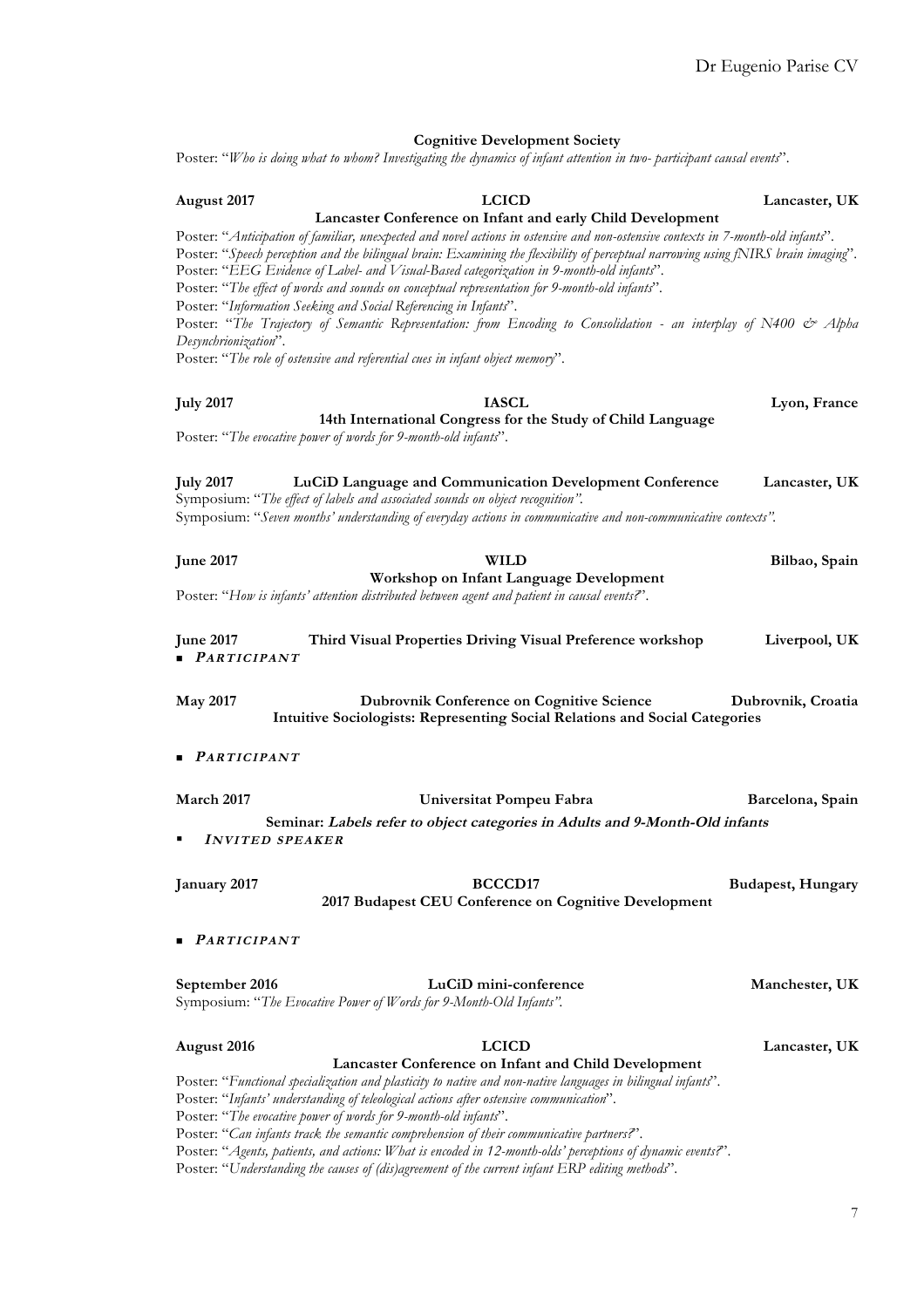**Cognitive Development Society**

Poster: "*Who is doing what to whom? Investigating the dynamics of infant attention in two- participant causal events*".

**August 2017** **LCICD** **Lancaster, UK**
**Lancaster Conference on Infant and early Child Development**

Poster: "*Anticipation of familiar, unexpected and novel actions in ostensive and non-ostensive contexts in 7-month-old infants*".
Poster: "*Speech perception and the bilingual brain: Examining the flexibility of perceptual narrowing using fNIRS brain imaging*".
Poster: "*EEG Evidence of Label- and Visual-Based categorization in 9-month-old infants*".
Poster: "*The effect of words and sounds on conceptual representation for 9-month-old infants*".
Poster: "*Information Seeking and Social Referencing in Infants*".
Poster: "*The Trajectory of Semantic Representation: from Encoding to Consolidation - an interplay of N400 & Alpha Desynchrionization*".
Poster: "*The role of ostensive and referential cues in infant object memory*".

**July 2017** **IASCL** **Lyon, France**
**14th International Congress for the Study of Child Language**

Poster: "*The evocative power of words for 9-month-old infants*".

**July 2017** **LuCiD Language and Communication Development Conference** **Lancaster, UK**

Symposium: "*The effect of labels and associated sounds on object recognition".*
Symposium: "*Seven months' understanding of everyday actions in communicative and non-communicative contexts".*

**June 2017** **WILD** **Bilbao, Spain**
**Workshop on Infant Language Development**

Poster: "*How is infants' attention distributed between agent and patient in causal events?*".

**June 2017** **Third Visual Properties Driving Visual Preference workshop** **Liverpool, UK**

- ***PARTICIPANT***

**May 2017** **Dubrovnik Conference on Cognitive Science** **Dubrovnik, Croatia**
**Intuitive Sociologists: Representing Social Relations and Social Categories**

- ***PARTICIPANT***

**March 2017** **Universitat Pompeu Fabra** **Barcelona, Spain**

**Seminar: *Labels refer to object categories in Adults and 9-Month-Old infants***

- ***INVITED SPEAKER***

**January 2017** **BCCCD17** **Budapest, Hungary**
**2017 Budapest CEU Conference on Cognitive Development**

- ***PARTICIPANT***

**September 2016** **LuCiD mini-conference** **Manchester, UK**

Symposium: "*The Evocative Power of Words for 9-Month-Old Infants".*

**August 2016** **LCICD** **Lancaster, UK**
**Lancaster Conference on Infant and Child Development**

Poster: "*Functional specialization and plasticity to native and non-native languages in bilingual infants*".
Poster: "*Infants' understanding of teleological actions after ostensive communication*".
Poster: "*The evocative power of words for 9-month-old infants*".
Poster: "*Can infants track the semantic comprehension of their communicative partners?*".
Poster: "*Agents, patients, and actions: What is encoded in 12-month-olds' perceptions of dynamic events?*".
Poster: "*Understanding the causes of (dis)agreement of the current infant ERP editing methods*".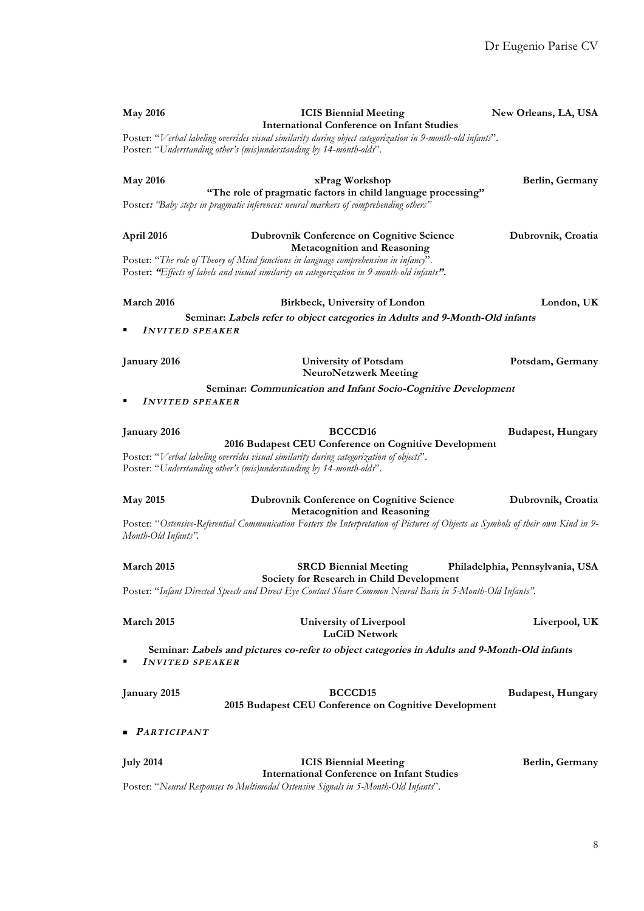**May 2016** | **ICIS Biennial Meeting** | **New Orleans, LA, USA**
**International Conference on Infant Studies**

Poster: "*Verbal labeling overrides visual similarity during object categorization in 9-month-old infants*".
Poster: "*Understanding other's (mis)understanding by 14-month-olds*".

**May 2016** | **xPrag Workshop** | **Berlin, Germany**
**"The role of pragmatic factors in child language processing"**

Poster*: "Baby steps in pragmatic inferences: neural markers of comprehending others"*

**April 2016** | **Dubrovnik Conference on Cognitive Science** | **Dubrovnik, Croatia**
**Metacognition and Reasoning**

Poster: "*The role of Theory of Mind functions in language comprehension in infancy*".
Poster**: *"Effects of labels and visual similarity on categorization in 9-month-old infants".***

**March 2016** | **Birkbeck, University of London** | **London, UK**

**Seminar: *Labels refer to object categories in Adults and 9-Month-Old infants***

- ***INVITED SPEAKER***

**January 2016** | **University of Potsdam** | **Potsdam, Germany**
**NeuroNetzwerk Meeting**

**Seminar: *Communication and Infant Socio-Cognitive Development***

- ***INVITED SPEAKER***

**January 2016** | **BCCCD16** | **Budapest, Hungary**
**2016 Budapest CEU Conference on Cognitive Development**

Poster: "*Verbal labeling overrides visual similarity during categorization of objects*".
Poster: "*Understanding other's (mis)understanding by 14-month-olds*".

**May 2015** | **Dubrovnik Conference on Cognitive Science** | **Dubrovnik, Croatia**
**Metacognition and Reasoning**

Poster: "*Ostensive-Referential Communication Fosters the Interpretation of Pictures of Objects as Symbols of their own Kind in 9-Month-Old Infants".*

**March 2015** | **SRCD Biennial Meeting** | **Philadelphia, Pennsylvania, USA**
**Society for Research in Child Development**

Poster: "*Infant Directed Speech and Direct Eye Contact Share Common Neural Basis in 5-Month-Old Infants".*

**March 2015** | **University of Liverpool** | **Liverpool, UK**
**LuCiD Network**

**Seminar: *Labels and pictures co-refer to object categories in Adults and 9-Month-Old infants***

- ***INVITED SPEAKER***

**January 2015** | **BCCCD15** | **Budapest, Hungary**
**2015 Budapest CEU Conference on Cognitive Development**

- ***PARTICIPANT***

**July 2014** | **ICIS Biennial Meeting** | **Berlin, Germany**
**International Conference on Infant Studies**

Poster: "*Neural Responses to Multimodal Ostensive Signals in 5-Month-Old Infants*".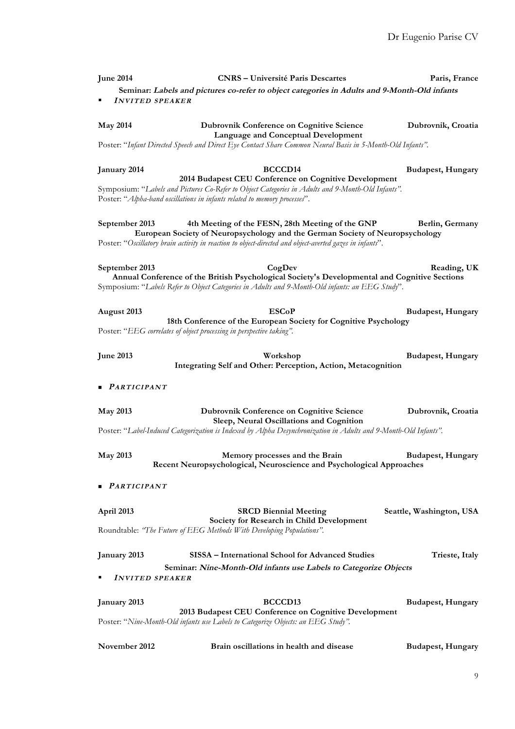**June 2014** **CNRS – Université Paris Descartes** **Paris, France**

**Seminar: *Labels and pictures co-refer to object categories in Adults and 9-Month-Old infants***

- ***INVITED SPEAKER***

**May 2014** **Dubrovnik Conference on Cognitive Science** **Dubrovnik, Croatia**
**Language and Conceptual Development**

Poster: "*Infant Directed Speech and Direct Eye Contact Share Common Neural Basis in 5-Month-Old Infants".*

**January 2014** **BCCCD14** **Budapest, Hungary**
**2014 Budapest CEU Conference on Cognitive Development**

Symposium: "*Labels and Pictures Co-Refer to Object Categories in Adults and 9-Month-Old Infants".*
Poster: "*Alpha-band oscillations in infants related to memory processes*".

**September 2013** **4th Meeting of the FESN, 28th Meeting of the GNP** **Berlin, Germany**
**European Society of Neuropsychology and the German Society of Neuropsychology**

Poster: "*Oscillatory brain activity in reaction to object-directed and object-averted gazes in infants*".

**September 2013** **CogDev** **Reading, UK**
**Annual Conference of the British Psychological Society's Developmental and Cognitive Sections**

Symposium: "*Labels Refer to Object Categories in Adults and 9-Month-Old infants: an EEG Study*".

**August 2013** **ESCoP** **Budapest, Hungary**
**18th Conference of the European Society for Cognitive Psychology**

Poster: "*EEG correlates of object processing in perspective taking".*

**June 2013** **Workshop** **Budapest, Hungary**
**Integrating Self and Other: Perception, Action, Metacognition**

- ***PARTICIPANT***

**May 2013** **Dubrovnik Conference on Cognitive Science** **Dubrovnik, Croatia**
**Sleep, Neural Oscillations and Cognition**

Poster: "*Label-Induced Categorization is Indexed by Alpha Desynchronization in Adults and 9-Month-Old Infants".*

**May 2013** **Memory processes and the Brain** **Budapest, Hungary**
**Recent Neuropsychological, Neuroscience and Psychological Approaches**

- ***PARTICIPANT***

**April 2013** **SRCD Biennial Meeting** **Seattle, Washington, USA**
**Society for Research in Child Development**

Roundtable: *"The Future of EEG Methods With Developing Populations".*

**January 2013** **SISSA – International School for Advanced Studies** **Trieste, Italy**

**Seminar: *Nine-Month-Old infants use Labels to Categorize Objects***

- ***INVITED SPEAKER***

**January 2013** **BCCCD13** **Budapest, Hungary**
**2013 Budapest CEU Conference on Cognitive Development**

Poster: "*Nine-Month-Old infants use Labels to Categorize Objects: an EEG Study".*

**November 2012** **Brain oscillations in health and disease** **Budapest, Hungary**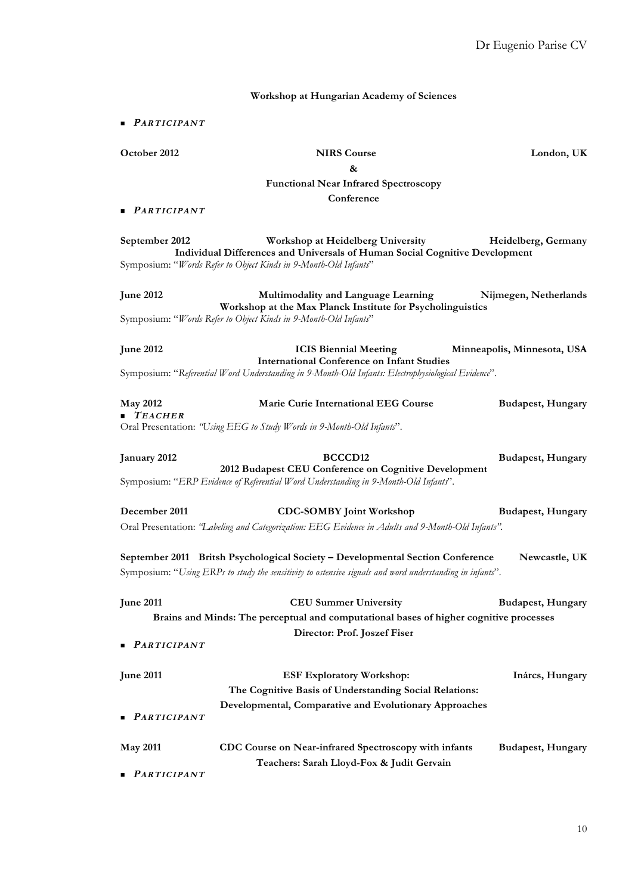**Workshop at Hungarian Academy of Sciences**

- ***PARTICIPANT***

**October 2012** **NIRS Course** **London, UK**

**&**

**Functional Near Infrared Spectroscopy**

**Conference**

- ***PARTICIPANT***

**September 2012** **Workshop at Heidelberg University** **Heidelberg, Germany**

**Individual Differences and Universals of Human Social Cognitive Development**

Symposium: "*Words Refer to Object Kinds in 9-Month-Old Infants*"

**June 2012** **Multimodality and Language Learning** **Nijmegen, Netherlands**

**Workshop at the Max Planck Institute for Psycholinguistics**

Symposium: "*Words Refer to Object Kinds in 9-Month-Old Infants*"

**June 2012** **ICIS Biennial Meeting** **Minneapolis, Minnesota, USA**

**International Conference on Infant Studies**

Symposium: "*Referential Word Understanding in 9-Month-Old Infants: Electrophysiological Evidence*".

**May 2012** **Marie Curie International EEG Course** **Budapest, Hungary**

- ***TEACHER***

Oral Presentation: *"Using EEG to Study Words in 9-Month-Old Infants*".

**January 2012** **BCCCD12** **Budapest, Hungary**

**2012 Budapest CEU Conference on Cognitive Development**

Symposium: "*ERP Evidence of Referential Word Understanding in 9-Month-Old Infants*".

**December 2011** **CDC-SOMBY Joint Workshop** **Budapest, Hungary**

Oral Presentation: *"Labeling and Categorization: EEG Evidence in Adults and 9-Month-Old Infants".*

**September 2011** **Britsh Psychological Society – Developmental Section Conference** **Newcastle, UK**

Symposium: "*Using ERPs to study the sensitivity to ostensive signals and word understanding in infants*".

**June 2011** **CEU Summer University** **Budapest, Hungary**

**Brains and Minds: The perceptual and computational bases of higher cognitive processes**

**Director: Prof. Joszef Fiser**

- ***PARTICIPANT***

**June 2011** **ESF Exploratory Workshop:** **Inárcs, Hungary**

**The Cognitive Basis of Understanding Social Relations:**

**Developmental, Comparative and Evolutionary Approaches**

- ***PARTICIPANT***

**May 2011** **CDC Course on Near-infrared Spectroscopy with infants** **Budapest, Hungary**

**Teachers: Sarah Lloyd-Fox & Judit Gervain**

- ***PARTICIPANT***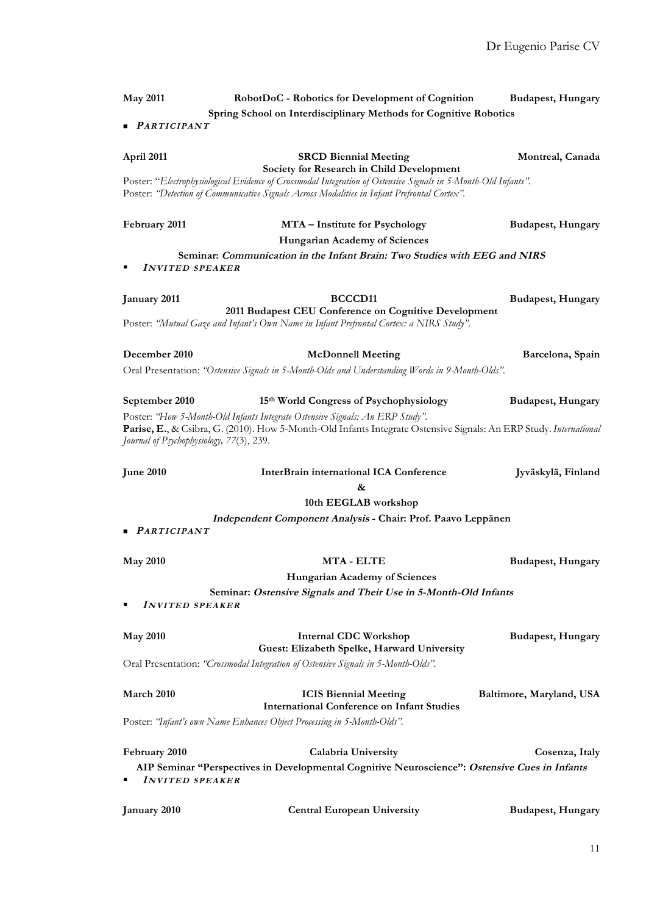**May 2011** | **RobotDoC - Robotics for Development of Cognition** | **Budapest, Hungary**

**Spring School on Interdisciplinary Methods for Cognitive Robotics**

- ***PARTICIPANT***

**April 2011** | **SRCD Biennial Meeting** | **Montreal, Canada**

**Society for Research in Child Development**

Poster: "*Electrophysiological Evidence of Crossmodal Integration of Ostensive Signals in 5-Month-Old Infants*".
Poster: *"Detection of Communicative Signals Across Modalities in Infant Prefrontal Cortex"*.

**February 2011** | **MTA – Institute for Psychology** | **Budapest, Hungary**

**Hungarian Academy of Sciences**

**Seminar: *Communication in the Infant Brain: Two Studies with EEG and NIRS***

- ***INVITED SPEAKER***

**January 2011** | **BCCCD11** | **Budapest, Hungary**

**2011 Budapest CEU Conference on Cognitive Development**

Poster: *"Mutual Gaze and Infant's Own Name in Infant Prefrontal Cortex: a NIRS Study"*.

**December 2010** | **McDonnell Meeting** | **Barcelona, Spain**

Oral Presentation: *"Ostensive Signals in 5-Month-Olds and Understanding Words in 9-Month-Olds"*.

**September 2010** | **15th World Congress of Psychophysiology** | **Budapest, Hungary**

Poster: *"How 5-Month-Old Infants Integrate Ostensive Signals: An ERP Study"*.
**Parise, E.**, & Csibra, G. (2010). How 5-Month-Old Infants Integrate Ostensive Signals: An ERP Study. *International Journal of Psychophysiology, 77*(3), 239.

**June 2010** | **InterBrain international ICA Conference** | **Jyväskylä, Finland**

**&**

**10th EEGLAB workshop**

***Independent Component Analysis* - Chair: Prof. Paavo Leppänen**

- ***PARTICIPANT***

**May 2010** | **MTA - ELTE** | **Budapest, Hungary**

**Hungarian Academy of Sciences**

**Seminar: *Ostensive Signals and Their Use in 5-Month-Old Infants***

- ***INVITED SPEAKER***

**May 2010** | **Internal CDC Workshop** | **Budapest, Hungary**

**Guest: Elizabeth Spelke, Harward University**

Oral Presentation: *"Crossmodal Integration of Ostensive Signals in 5-Month-Olds"*.

**March 2010** | **ICIS Biennial Meeting** | **Baltimore, Maryland, USA**

**International Conference on Infant Studies**

Poster: *"Infant's own Name Enhances Object Processing in 5-Month-Olds"*.

**February 2010** | **Calabria University** | **Cosenza, Italy**

**AIP Seminar "Perspectives in Developmental Cognitive Neuroscience": *Ostensive Cues in Infants***

- ***INVITED SPEAKER***

**January 2010** | **Central European University** | **Budapest, Hungary**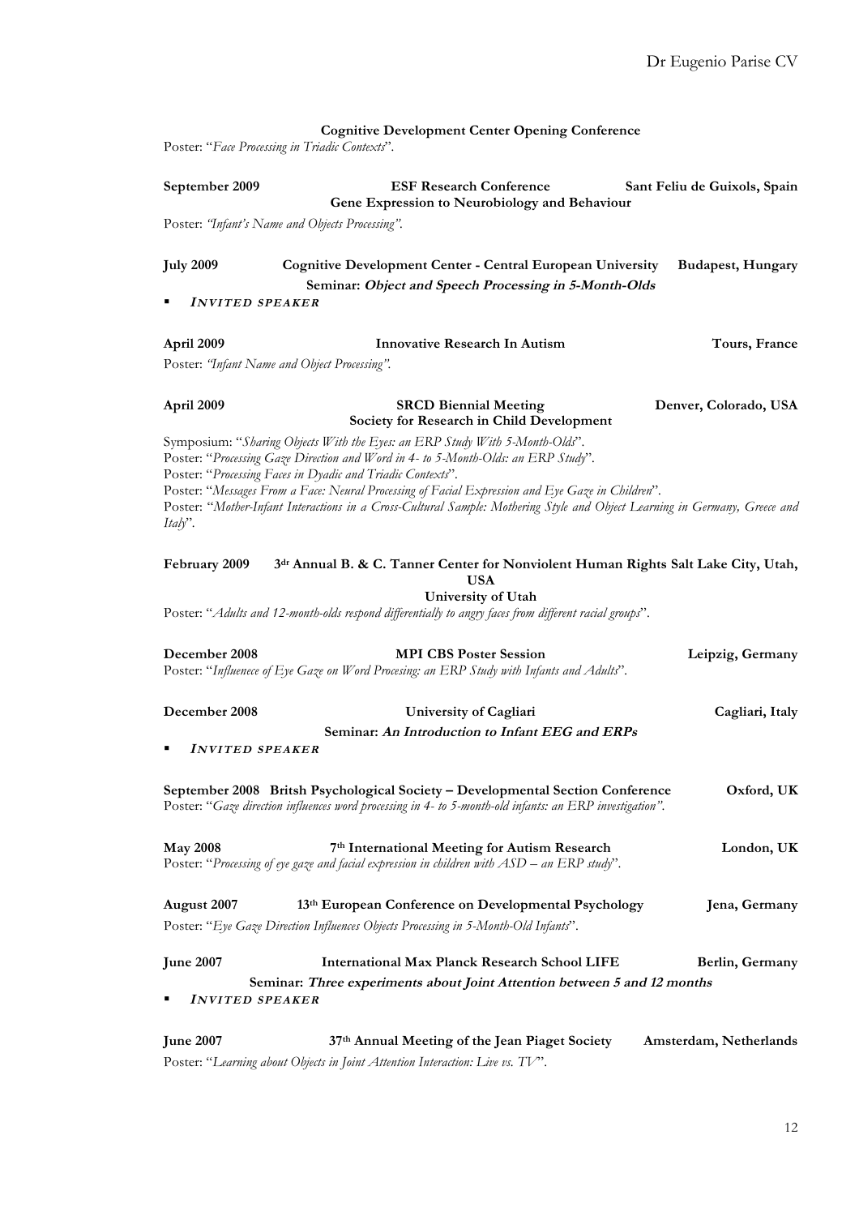**Cognitive Development Center Opening Conference**

Poster: "*Face Processing in Triadic Contexts*".

**September 2009** **ESF Research Conference** **Sant Feliu de Guixols, Spain**
**Gene Expression to Neurobiology and Behaviour**

Poster: *"Infant's Name and Objects Processing"*.

**July 2009** **Cognitive Development Center - Central European University** **Budapest, Hungary**
**Seminar: *Object and Speech Processing in 5-Month-Olds***

- ***INVITED SPEAKER***

**April 2009** **Innovative Research In Autism** **Tours, France**

Poster: *"Infant Name and Object Processing"*.

**April 2009** **SRCD Biennial Meeting** **Denver, Colorado, USA**
**Society for Research in Child Development**

Symposium: "*Sharing Objects With the Eyes: an ERP Study With 5-Month-Olds*".
Poster: "*Processing Gaze Direction and Word in 4- to 5-Month-Olds: an ERP Study*".
Poster: "*Processing Faces in Dyadic and Triadic Contexts*".
Poster: "*Messages From a Face: Neural Processing of Facial Expression and Eye Gaze in Children*".
Poster: "*Mother-Infant Interactions in a Cross-Cultural Sample: Mothering Style and Object Learning in Germany, Greece and Italy*".

**February 2009** **3dr Annual B. & C. Tanner Center for Nonviolent Human Rights Salt Lake City, Utah, USA**
**University of Utah**

Poster: "*Adults and 12-month-olds respond differentially to angry faces from different racial groups*".

**December 2008** **MPI CBS Poster Session** **Leipzig, Germany**

Poster: "*Influenece of Eye Gaze on Word Procesing: an ERP Study with Infants and Adults*".

**December 2008** **University of Cagliari** **Cagliari, Italy**
**Seminar: *An Introduction to Infant EEG and ERPs***

- ***INVITED SPEAKER***

**September 2008** **Britsh Psychological Society – Developmental Section Conference** **Oxford, UK**

Poster: "*Gaze direction influences word processing in 4- to 5-month-old infants: an ERP investigation"*.

**May 2008** **7th International Meeting for Autism Research** **London, UK**

Poster: "*Processing of eye gaze and facial expression in children with ASD – an ERP study*".

**August 2007** **13th European Conference on Developmental Psychology** **Jena, Germany**

Poster: "*Eye Gaze Direction Influences Objects Processing in 5-Month-Old Infants*".

**June 2007** **International Max Planck Research School LIFE** **Berlin, Germany**
**Seminar: *Three experiments about Joint Attention between 5 and 12 months***

- ***INVITED SPEAKER***

**June 2007** **37th Annual Meeting of the Jean Piaget Society** **Amsterdam, Netherlands**

Poster: "*Learning about Objects in Joint Attention Interaction: Live vs. TV*".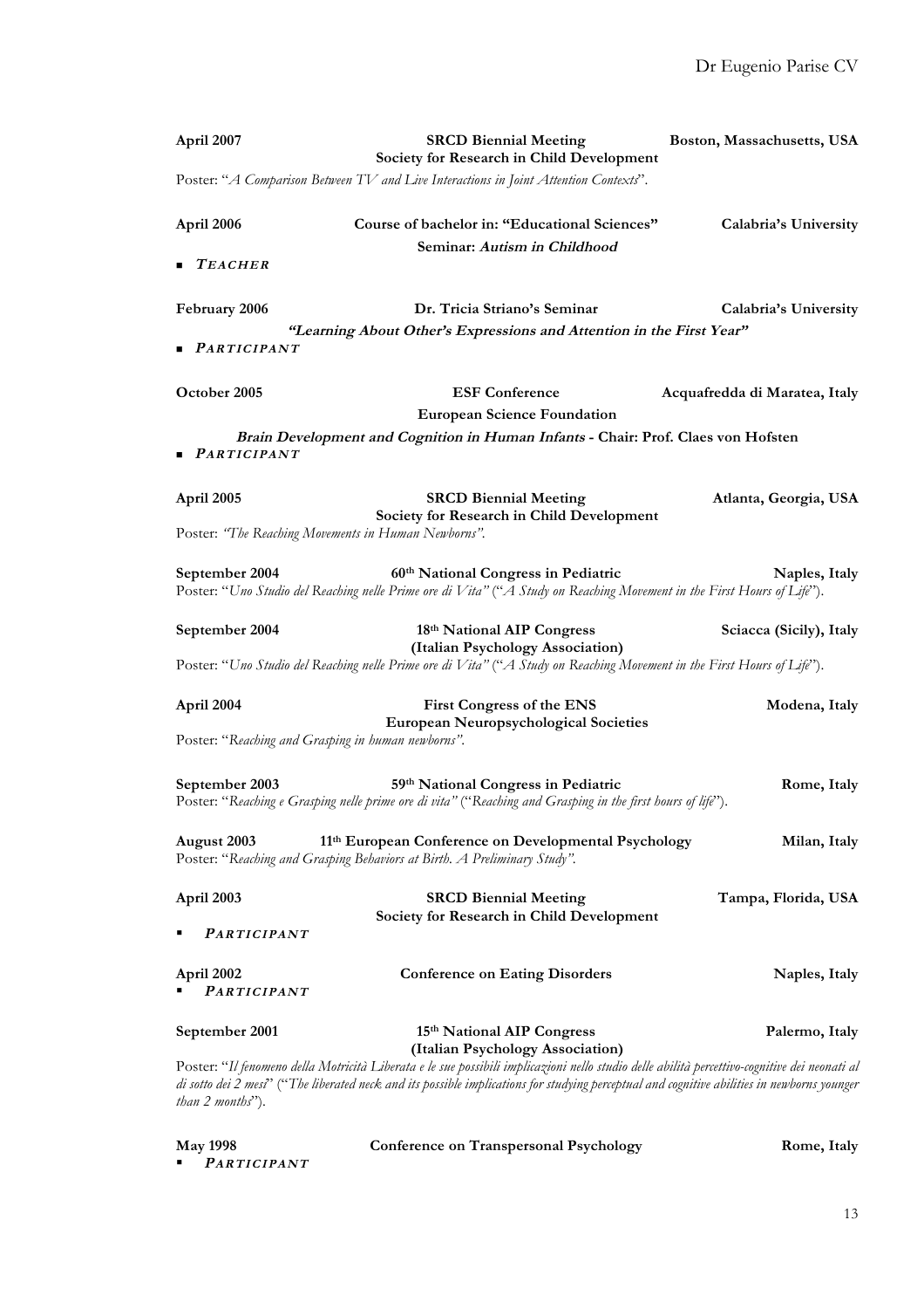**April 2007** | **SRCD Biennial Meeting** | **Boston, Massachusetts, USA**
**Society for Research in Child Development**

Poster: "*A Comparison Between TV and Live Interactions in Joint Attention Contexts*".

**April 2006** | **Course of bachelor in: "Educational Sciences"** | **Calabria's University**
**Seminar: *Autism in Childhood***

- ***TEACHER***

**February 2006** | **Dr. Tricia Striano's Seminar** | **Calabria's University**
***"Learning About Other's Expressions and Attention in the First Year"***

- ***PARTICIPANT***

**October 2005** | **ESF Conference** | **Acquafredda di Maratea, Italy**
**European Science Foundation**
***Brain Development and Cognition in Human Infants* - Chair: Prof. Claes von Hofsten**

- ***PARTICIPANT***

**April 2005** | **SRCD Biennial Meeting** | **Atlanta, Georgia, USA**
**Society for Research in Child Development**

Poster: *"The Reaching Movements in Human Newborns"*.

**September 2004** | **60th National Congress in Pediatric** | **Naples, Italy**

Poster: "*Uno Studio del Reaching nelle Prime ore di Vita"* ("*A Study on Reaching Movement in the First Hours of Life*").

**September 2004** | **18th National AIP Congress** | **Sciacca (Sicily), Italy**
**(Italian Psychology Association)**

Poster: "*Uno Studio del Reaching nelle Prime ore di Vita"* ("*A Study on Reaching Movement in the First Hours of Life*").

**April 2004** | **First Congress of the ENS** | **Modena, Italy**
**European Neuropsychological Societies**

Poster: "*Reaching and Grasping in human newborns"*.

**September 2003** | **59th National Congress in Pediatric** | **Rome, Italy**

Poster: "*Reaching e Grasping nelle prime ore di vita"* ("*Reaching and Grasping in the first hours of life*").

**August 2003** | **11th European Conference on Developmental Psychology** | **Milan, Italy**

Poster: "*Reaching and Grasping Behaviors at Birth. A Preliminary Study"*.

**April 2003** | **SRCD Biennial Meeting** | **Tampa, Florida, USA**
**Society for Research in Child Development**

- ***PARTICIPANT***

**April 2002** | **Conference on Eating Disorders** | **Naples, Italy**

- ***PARTICIPANT***

**September 2001** | **15th National AIP Congress** | **Palermo, Italy**
**(Italian Psychology Association)**

Poster: "*Il fenomeno della Motricità Liberata e le sue possibili implicazioni nello studio delle abilità percettivo-cognitive dei neonati al di sotto dei 2 mesi*" ("*The liberated neck and its possible implications for studying perceptual and cognitive abilities in newborns younger than 2 months*").

**May 1998** | **Conference on Transpersonal Psychology** | **Rome, Italy**

- ***PARTICIPANT***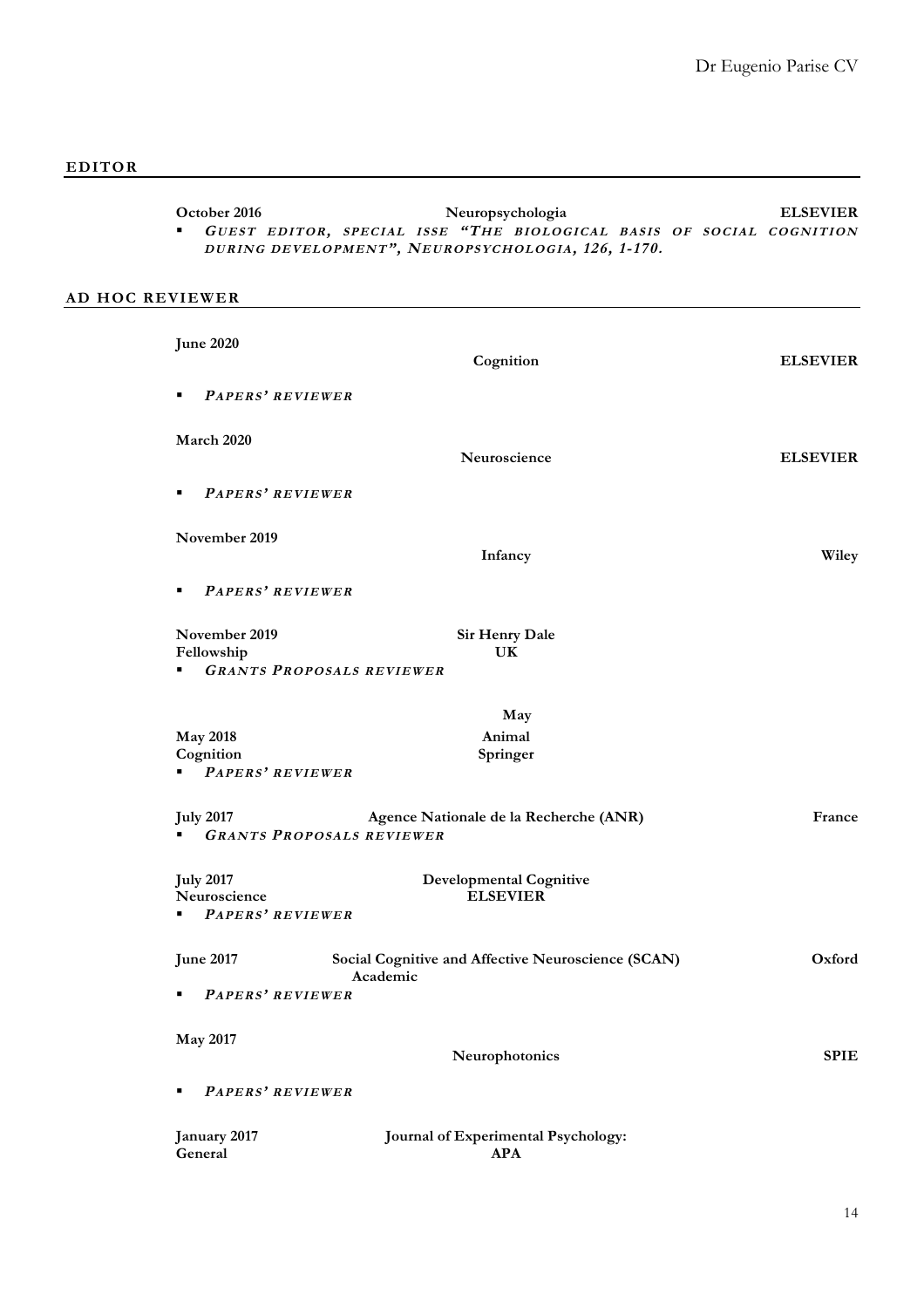## EDITOR

**October 2016** **Neuropsychologia** **ELSEVIER**

- ***GUEST EDITOR, SPECIAL ISSE "THE BIOLOGICAL BASIS OF SOCIAL COGNITION DURING DEVELOPMENT", NEUROPSYCHOLOGIA, 126, 1-170.***

## AD HOC REVIEWER

**June 2020** **Cognition** **ELSEVIER**

- ***PAPERS' REVIEWER***

**March 2020** **Neuroscience** **ELSEVIER**

- ***PAPERS' REVIEWER***

**November 2019** **Infancy** **Wiley**

- ***PAPERS' REVIEWER***

**November 2019** **Sir Henry Dale Fellowship** **UK**

- ***GRANTS PROPOSALS REVIEWER***

**May 2018** **Animal Cognition** **Springer**

- ***PAPERS' REVIEWER***

**July 2017** **Agence Nationale de la Recherche (ANR)** **France**

- ***GRANTS PROPOSALS REVIEWER***

**July 2017** **Developmental Cognitive Neuroscience** **ELSEVIER**

- ***PAPERS' REVIEWER***

**June 2017** **Social Cognitive and Affective Neuroscience (SCAN)** **Oxford Academic**

- ***PAPERS' REVIEWER***

**May 2017** **Neurophotonics** **SPIE**

- ***PAPERS' REVIEWER***

**January 2017** **Journal of Experimental Psychology: General** **APA**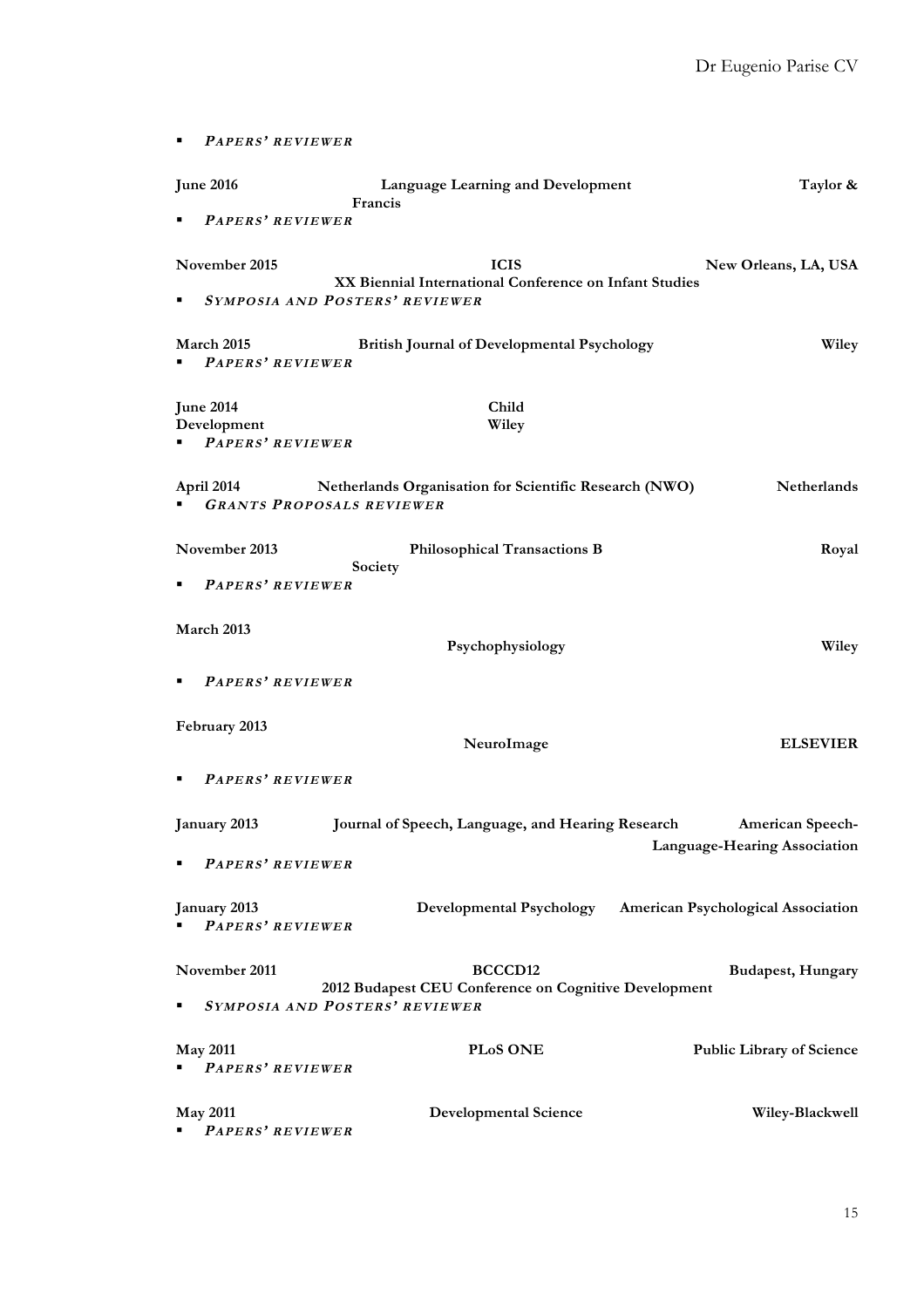- ***PAPERS' REVIEWER***

**June 2016** **Language Learning and Development** **Taylor & Francis**

- ***PAPERS' REVIEWER***

**November 2015** **ICIS** **New Orleans, LA, USA**
**XX Biennial International Conference on Infant Studies**

- ***SYMPOSIA AND POSTERS' REVIEWER***

**March 2015** **British Journal of Developmental Psychology** **Wiley**

- ***PAPERS' REVIEWER***

**June 2014** **Child Development** **Wiley**

- ***PAPERS' REVIEWER***

**April 2014** **Netherlands Organisation for Scientific Research (NWO)** **Netherlands**

- ***GRANTS PROPOSALS REVIEWER***

**November 2013** **Philosophical Transactions B** **Royal Society**

- ***PAPERS' REVIEWER***

**March 2013** **Psychophysiology** **Wiley**

- ***PAPERS' REVIEWER***

**February 2013** **NeuroImage** **ELSEVIER**

- ***PAPERS' REVIEWER***

**January 2013** **Journal of Speech, Language, and Hearing Research** **American Speech-Language-Hearing Association**

- ***PAPERS' REVIEWER***

**January 2013** **Developmental Psychology** **American Psychological Association**

- ***PAPERS' REVIEWER***

**November 2011** **BCCCD12** **Budapest, Hungary**
**2012 Budapest CEU Conference on Cognitive Development**

- ***SYMPOSIA AND POSTERS' REVIEWER***

**May 2011** **PLoS ONE** **Public Library of Science**

- ***PAPERS' REVIEWER***

**May 2011** **Developmental Science** **Wiley-Blackwell**

- ***PAPERS' REVIEWER***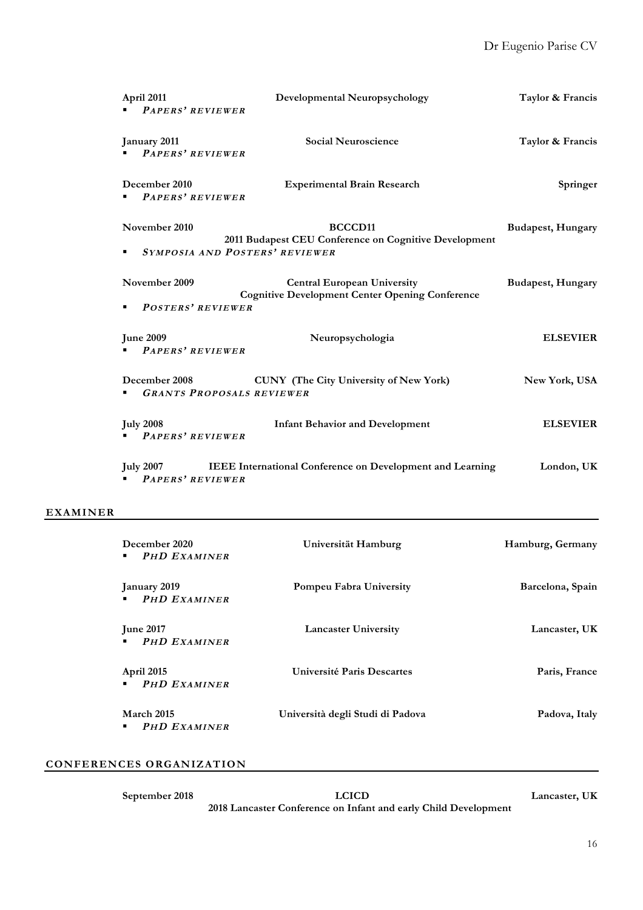**April 2011** | **Developmental Neuropsychology** | **Taylor & Francis**

- ***PAPERS' REVIEWER***

**January 2011** | **Social Neuroscience** | **Taylor & Francis**

- ***PAPERS' REVIEWER***

**December 2010** | **Experimental Brain Research** | **Springer**

- ***PAPERS' REVIEWER***

**November 2010** | **BCCCD11** **2011 Budapest CEU Conference on Cognitive Development** | **Budapest, Hungary**

- ***SYMPOSIA AND POSTERS' REVIEWER***

**November 2009** | **Central European University** **Cognitive Development Center Opening Conference** | **Budapest, Hungary**

- ***POSTERS' REVIEWER***

**June 2009** | **Neuropsychologia** | **ELSEVIER**

- ***PAPERS' REVIEWER***

**December 2008** | **CUNY (The City University of New York)** | **New York, USA**

- ***GRANTS PROPOSALS REVIEWER***

**July 2008** | **Infant Behavior and Development** | **ELSEVIER**

- ***PAPERS' REVIEWER***

**July 2007** | **IEEE International Conference on Development and Learning** | **London, UK**

- ***PAPERS' REVIEWER***

## EXAMINER

**December 2020** | **Universität Hamburg** | **Hamburg, Germany**

- ***PHD EXAMINER***

**January 2019** | **Pompeu Fabra University** | **Barcelona, Spain**

- ***PHD EXAMINER***

**June 2017** | **Lancaster University** | **Lancaster, UK**

- ***PHD EXAMINER***

**April 2015** | **Université Paris Descartes** | **Paris, France**

- ***PHD EXAMINER***

**March 2015** | **Università degli Studi di Padova** | **Padova, Italy**

- ***PHD EXAMINER***

## CONFERENCES ORGANIZATION

**September 2018** | **LCICD** **2018 Lancaster Conference on Infant and early Child Development** | **Lancaster, UK**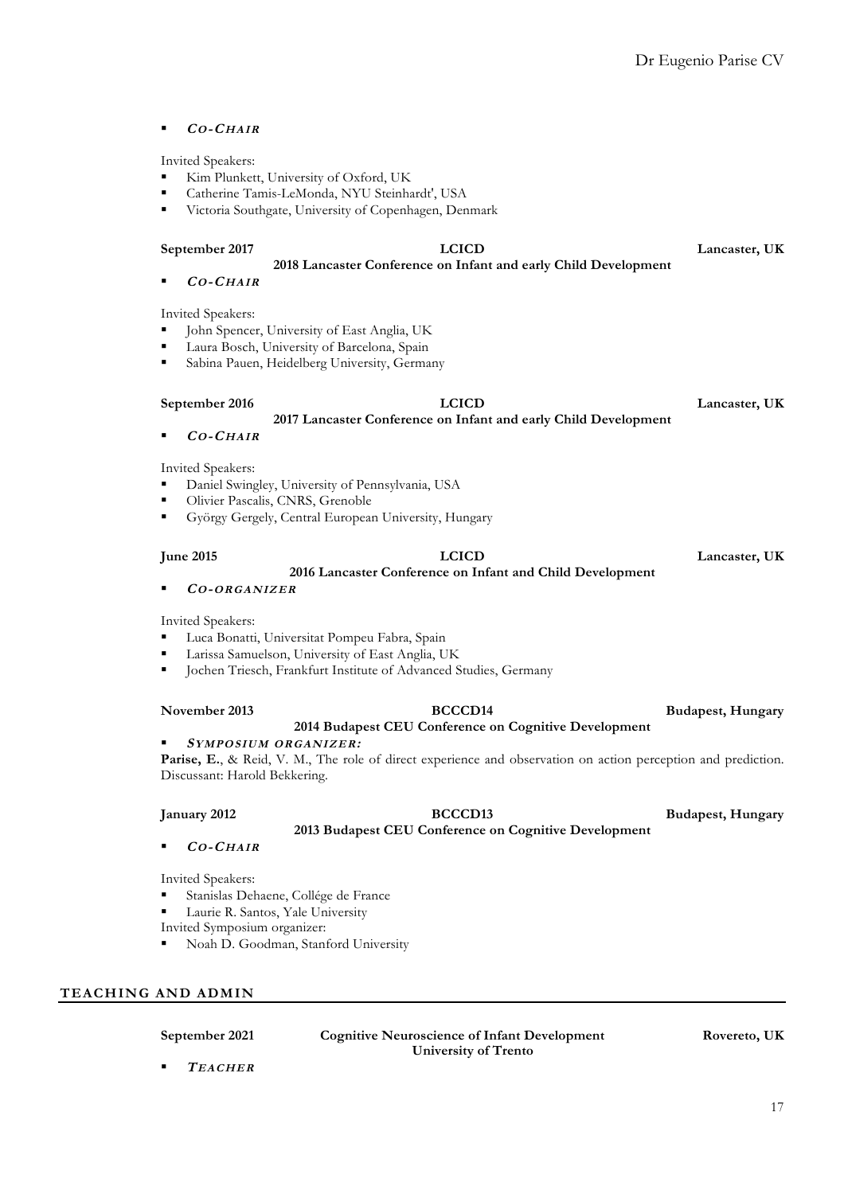- ***Co-Chair***

Invited Speakers:

- Kim Plunkett, University of Oxford, UK
- Catherine Tamis-LeMonda, NYU Steinhardt', USA
- Victoria Southgate, University of Copenhagen, Denmark

**September 2017** | **LCICD** | **Lancaster, UK**
**2018 Lancaster Conference on Infant and early Child Development**

- ***Co-Chair***

Invited Speakers:

- John Spencer, University of East Anglia, UK
- Laura Bosch, University of Barcelona, Spain
- Sabina Pauen, Heidelberg University, Germany

**September 2016** | **LCICD** | **Lancaster, UK**
**2017 Lancaster Conference on Infant and early Child Development**

- ***Co-Chair***

Invited Speakers:

- Daniel Swingley, University of Pennsylvania, USA
- Olivier Pascalis, CNRS, Grenoble
- György Gergely, Central European University, Hungary

**June 2015** | **LCICD** | **Lancaster, UK**
**2016 Lancaster Conference on Infant and Child Development**

- ***Co-organizer***

Invited Speakers:

- Luca Bonatti, Universitat Pompeu Fabra, Spain
- Larissa Samuelson, University of East Anglia, UK
- Jochen Triesch, Frankfurt Institute of Advanced Studies, Germany

**November 2013** | **BCCCD14** | **Budapest, Hungary**
**2014 Budapest CEU Conference on Cognitive Development**

- ***Symposium organizer:***

**Parise, E.**, & Reid, V. M., The role of direct experience and observation on action perception and prediction. Discussant: Harold Bekkering.

**January 2012** | **BCCCD13** | **Budapest, Hungary**
**2013 Budapest CEU Conference on Cognitive Development**

- ***Co-Chair***

Invited Speakers:

- Stanislas Dehaene, Collége de France
- Laurie R. Santos, Yale University

Invited Symposium organizer:

- Noah D. Goodman, Stanford University

## TEACHING AND ADMIN

**September 2021** | **Cognitive Neuroscience of Infant Development** | **Rovereto, UK**
**University of Trento**

- ***Teacher***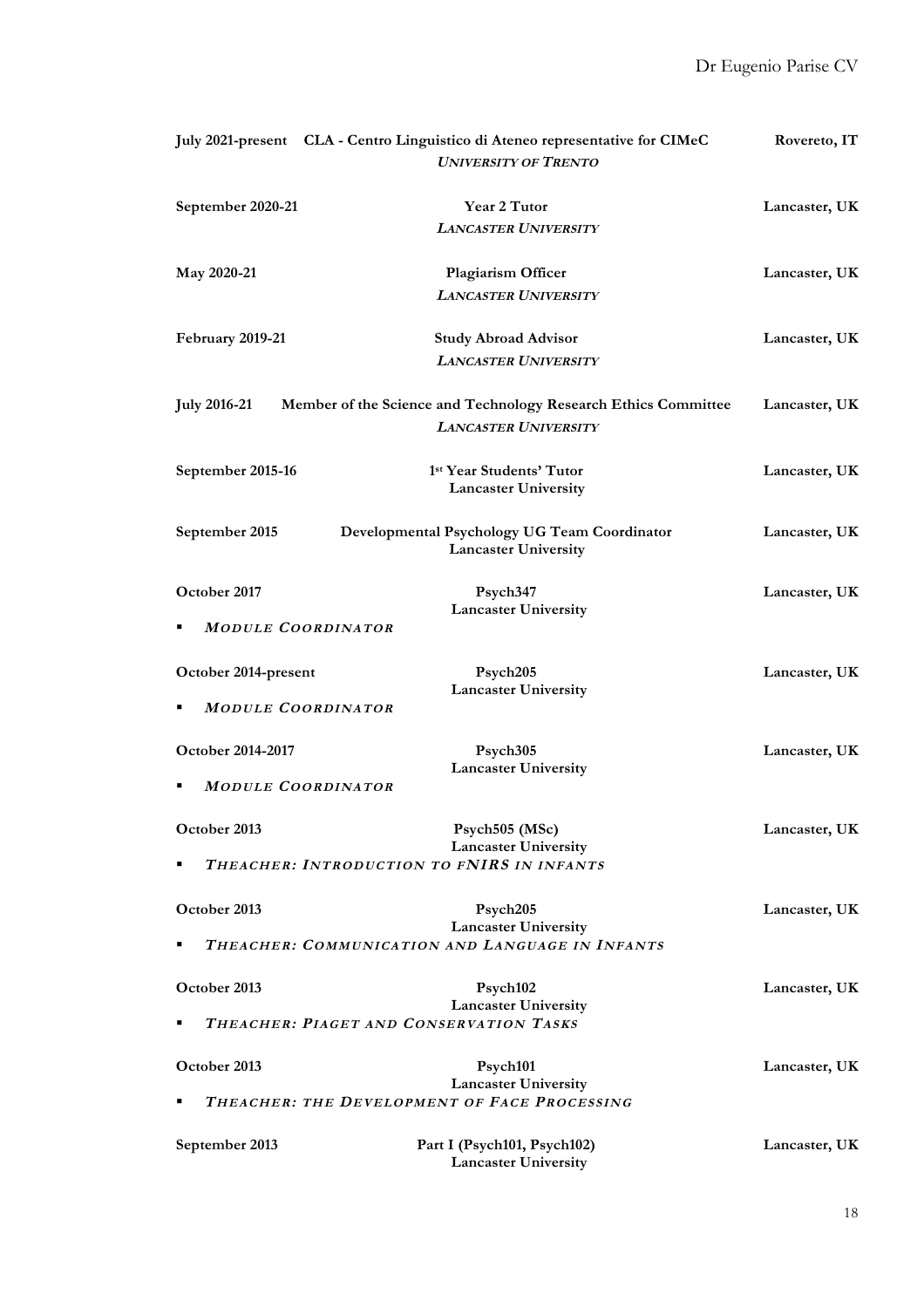**July 2021-present** **CLA - Centro Linguistico di Ateneo representative for CIMeC** **Rovereto, IT**
*UNIVERSITY OF TRENTO*

**September 2020-21** **Year 2 Tutor** **Lancaster, UK**
*LANCASTER UNIVERSITY*

**May 2020-21** **Plagiarism Officer** **Lancaster, UK**
*LANCASTER UNIVERSITY*

**February 2019-21** **Study Abroad Advisor** **Lancaster, UK**
*LANCASTER UNIVERSITY*

**July 2016-21** **Member of the Science and Technology Research Ethics Committee** **Lancaster, UK**
*LANCASTER UNIVERSITY*

**September 2015-16** **1st Year Students' Tutor** **Lancaster, UK**
**Lancaster University**

**September 2015** **Developmental Psychology UG Team Coordinator** **Lancaster, UK**
**Lancaster University**

**October 2017** **Psych347** **Lancaster, UK**
**Lancaster University**

- ***MODULE COORDINATOR***

**October 2014-present** **Psych205** **Lancaster, UK**
**Lancaster University**

- ***MODULE COORDINATOR***

**October 2014-2017** **Psych305** **Lancaster, UK**
**Lancaster University**

- ***MODULE COORDINATOR***

**October 2013** **Psych505 (MSc)** **Lancaster, UK**
**Lancaster University**

- ***THEACHER: INTRODUCTION TO FNIRS IN INFANTS***

**October 2013** **Psych205** **Lancaster, UK**
**Lancaster University**

- ***THEACHER: COMMUNICATION AND LANGUAGE IN INFANTS***

**October 2013** **Psych102** **Lancaster, UK**
**Lancaster University**

- ***THEACHER: PIAGET AND CONSERVATION TASKS***

**October 2013** **Psych101** **Lancaster, UK**
**Lancaster University**

- ***THEACHER: THE DEVELOPMENT OF FACE PROCESSING***

**September 2013** **Part I (Psych101, Psych102)** **Lancaster, UK**
**Lancaster University**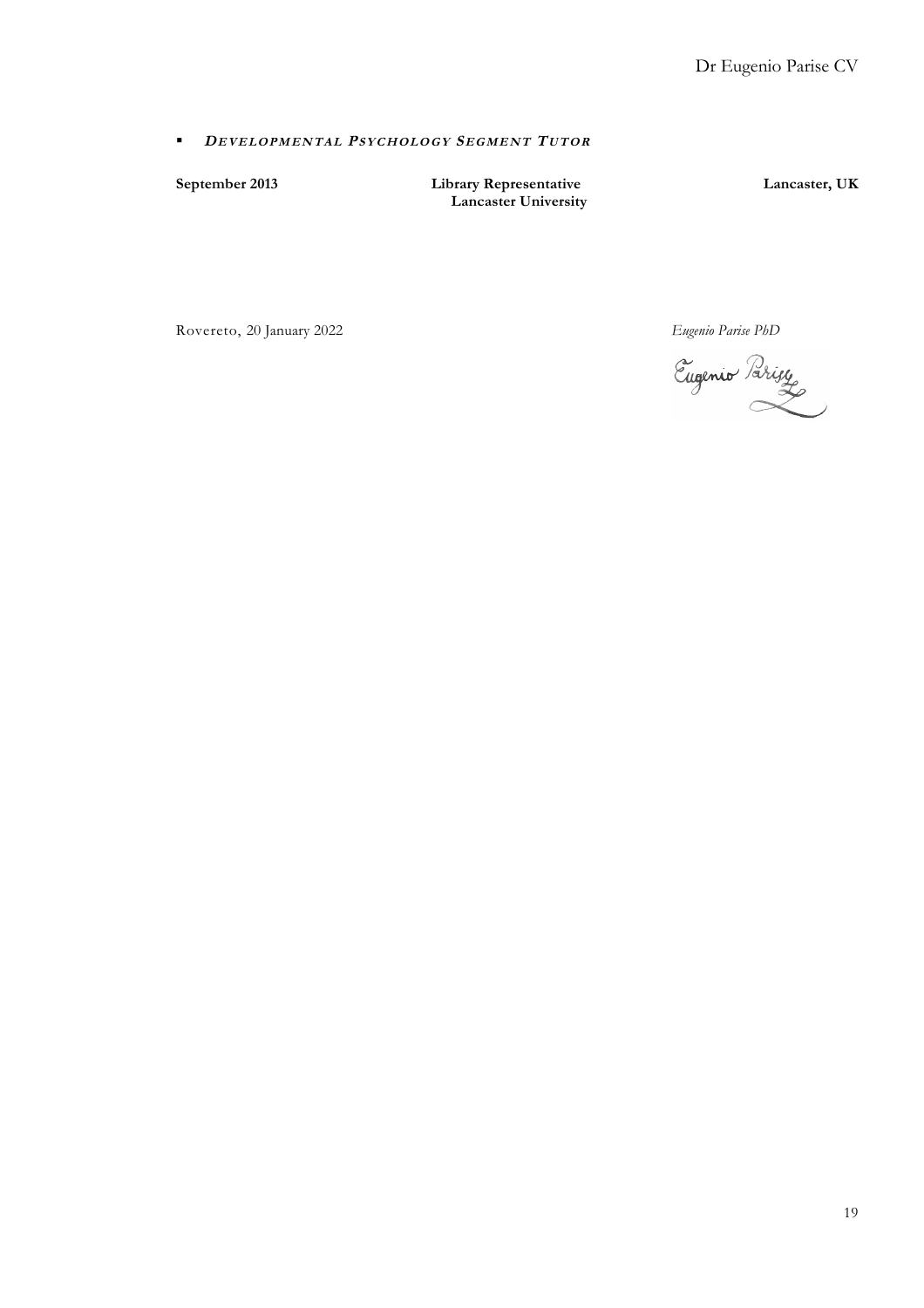- ***Developmental Psychology Segment Tutor***

**September 2013** **Library Representative** **Lancaster, UK**
**Lancaster University**

Rovereto, 20 January 2022 *Eugenio Parise PhD*